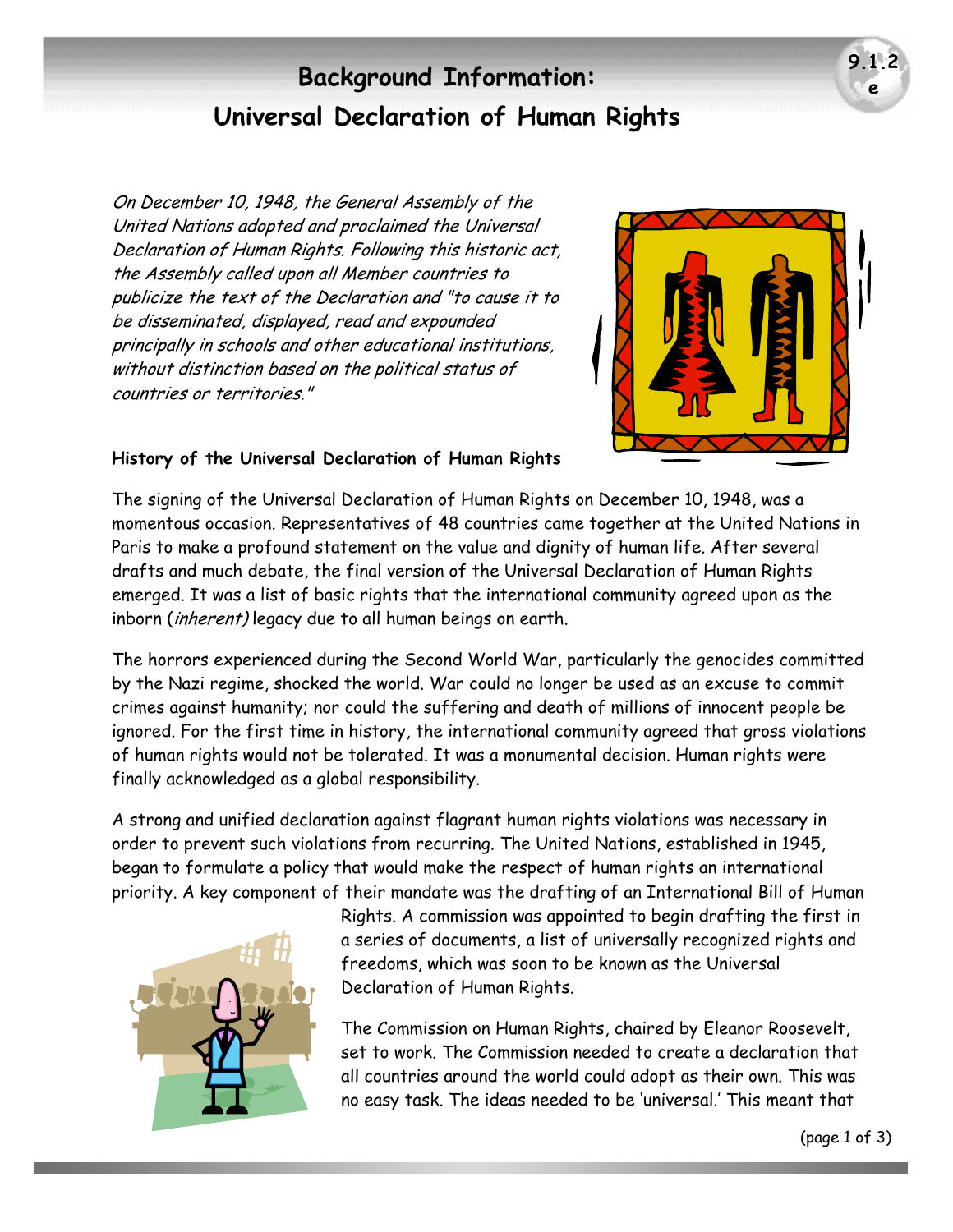# Background Information: Universal Declaration of Human Rights

*On December 10, 1948, the General Assembly of the United Nations adopted and proclaimed the Universal Declaration of Human Rights. Following this historic act, the Assembly called upon all Member countries to publicize the text of the Declaration and "to cause it to be disseminated, displayed, read and expounded principally in schools and other educational institutions, without distinction based on the political status of countries or territories."*

**History of the Universal Declaration of Human Rights**

The signing of the Universal Declaration of Human Rights on December 10, 1948, was a momentous occasion. Representatives of 48 countries came together at the United Nations in Paris to make a profound statement on the value and dignity of human life. After several drafts and much debate, the final version of the Universal Declaration of Human Rights emerged. It was a list of basic rights that the international community agreed upon as the inborn (*inherent)* legacy due to all human beings on earth.

The horrors experienced during the Second World War, particularly the genocides committed by the Nazi regime, shocked the world. War could no longer be used as an excuse to commit crimes against humanity; nor could the suffering and death of millions of innocent people be ignored. For the first time in history, the international community agreed that gross violations of human rights would not be tolerated. It was a monumental decision. Human rights were finally acknowledged as a global responsibility.

A strong and unified declaration against flagrant human rights violations was necessary in order to prevent such violations from recurring. The United Nations, established in 1945, began to formulate a policy that would make the respect of human rights an international priority. A key component of their mandate was the drafting of an International Bill of Human Rights. A commission was appointed to begin drafting the first in a series of documents, a list of universally recognized rights and freedoms, which was soon to be known as the Universal Declaration of Human Rights.

The Commission on Human Rights, chaired by Eleanor Roosevelt, set to work. The Commission needed to create a declaration that all countries around the world could adopt as their own. This was no easy task. The ideas needed to be 'universal.' This meant that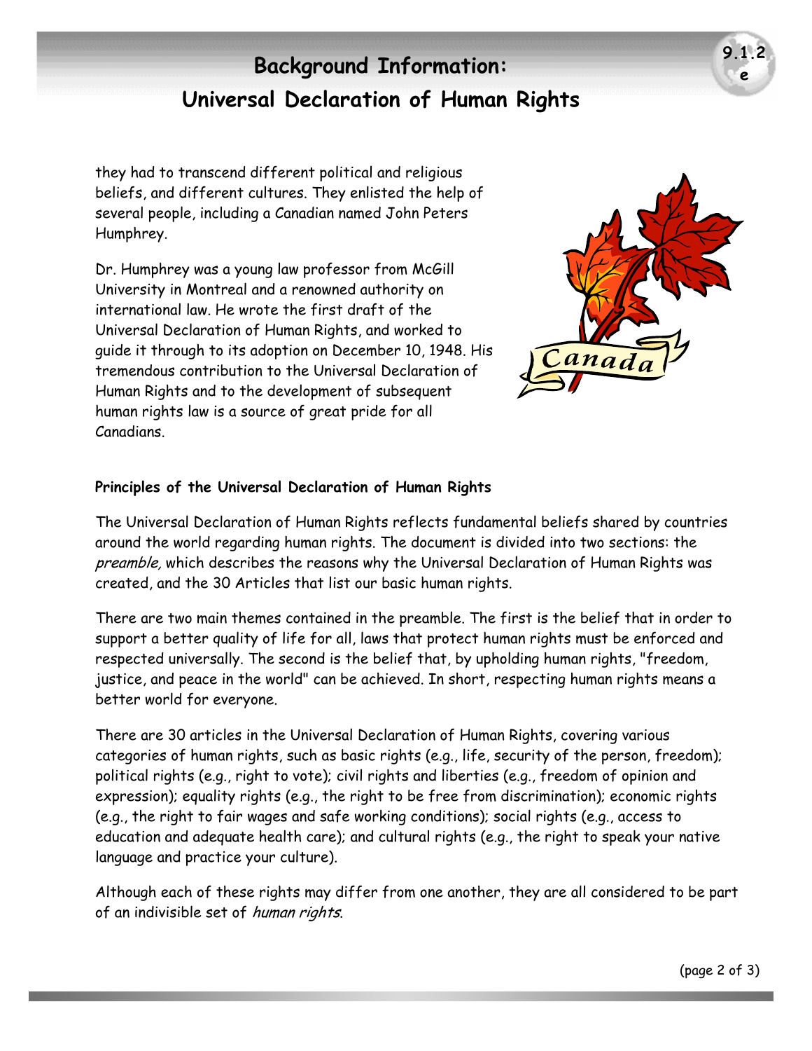they had to transcend different political and religious beliefs, and different cultures. They enlisted the help of several people, including a Canadian named John Peters Humphrey.

Dr. Humphrey was a young law professor from McGill University in Montreal and a renowned authority on international law. He wrote the first draft of the Universal Declaration of Human Rights, and worked to guide it through to its adoption on December 10, 1948. His tremendous contribution to the Universal Declaration of Human Rights and to the development of subsequent human rights law is a source of great pride for all Canadians.

**Principles of the Universal Declaration of Human Rights**

The Universal Declaration of Human Rights reflects fundamental beliefs shared by countries around the world regarding human rights. The document is divided into two sections: the *preamble,* which describes the reasons why the Universal Declaration of Human Rights was created, and the 30 Articles that list our basic human rights.

There are two main themes contained in the preamble. The first is the belief that in order to support a better quality of life for all, laws that protect human rights must be enforced and respected universally. The second is the belief that, by upholding human rights, "freedom, justice, and peace in the world" can be achieved. In short, respecting human rights means a better world for everyone.

There are 30 articles in the Universal Declaration of Human Rights, covering various categories of human rights, such as basic rights (e.g., life, security of the person, freedom); political rights (e.g., right to vote); civil rights and liberties (e.g., freedom of opinion and expression); equality rights (e.g., the right to be free from discrimination); economic rights (e.g., the right to fair wages and safe working conditions); social rights (e.g., access to education and adequate health care); and cultural rights (e.g., the right to speak your native language and practice your culture).

Although each of these rights may differ from one another, they are all considered to be part of an indivisible set of *human rights*.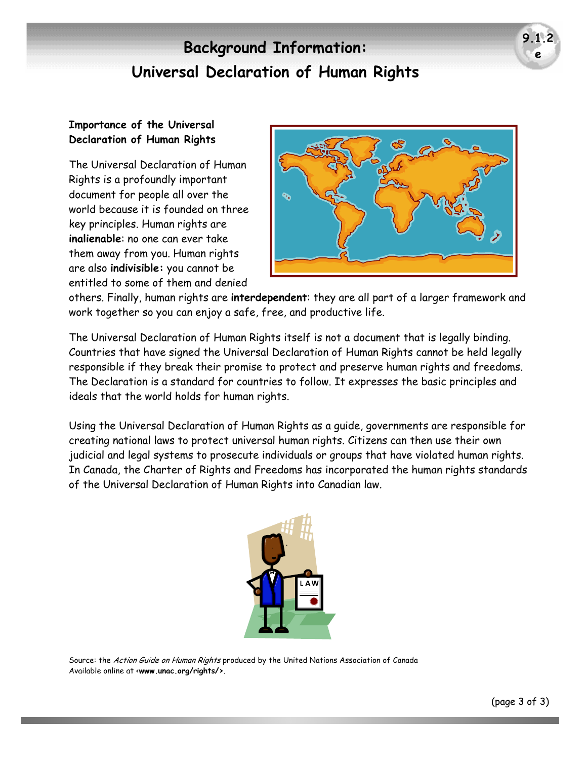# Background Information: Universal Declaration of Human Rights

### Importance of the Universal Declaration of Human Rights

The Universal Declaration of Human Rights is a profoundly important document for people all over the world because it is founded on three key principles. Human rights are **inalienable**: no one can ever take them away from you. Human rights are also **indivisible:** you cannot be entitled to some of them and denied others. Finally, human rights are **interdependent**: they are all part of a larger framework and work together so you can enjoy a safe, free, and productive life.

The Universal Declaration of Human Rights itself is not a document that is legally binding. Countries that have signed the Universal Declaration of Human Rights cannot be held legally responsible if they break their promise to protect and preserve human rights and freedoms. The Declaration is a standard for countries to follow. It expresses the basic principles and ideals that the world holds for human rights.

Using the Universal Declaration of Human Rights as a guide, governments are responsible for creating national laws to protect universal human rights. Citizens can then use their own judicial and legal systems to prosecute individuals or groups that have violated human rights. In Canada, the Charter of Rights and Freedoms has incorporated the human rights standards of the Universal Declaration of Human Rights into Canadian law.

Source: the *Action Guide on Human Rights* produced by the United Nations Association of Canada
Available online at <**www.unac.org/rights/**>.